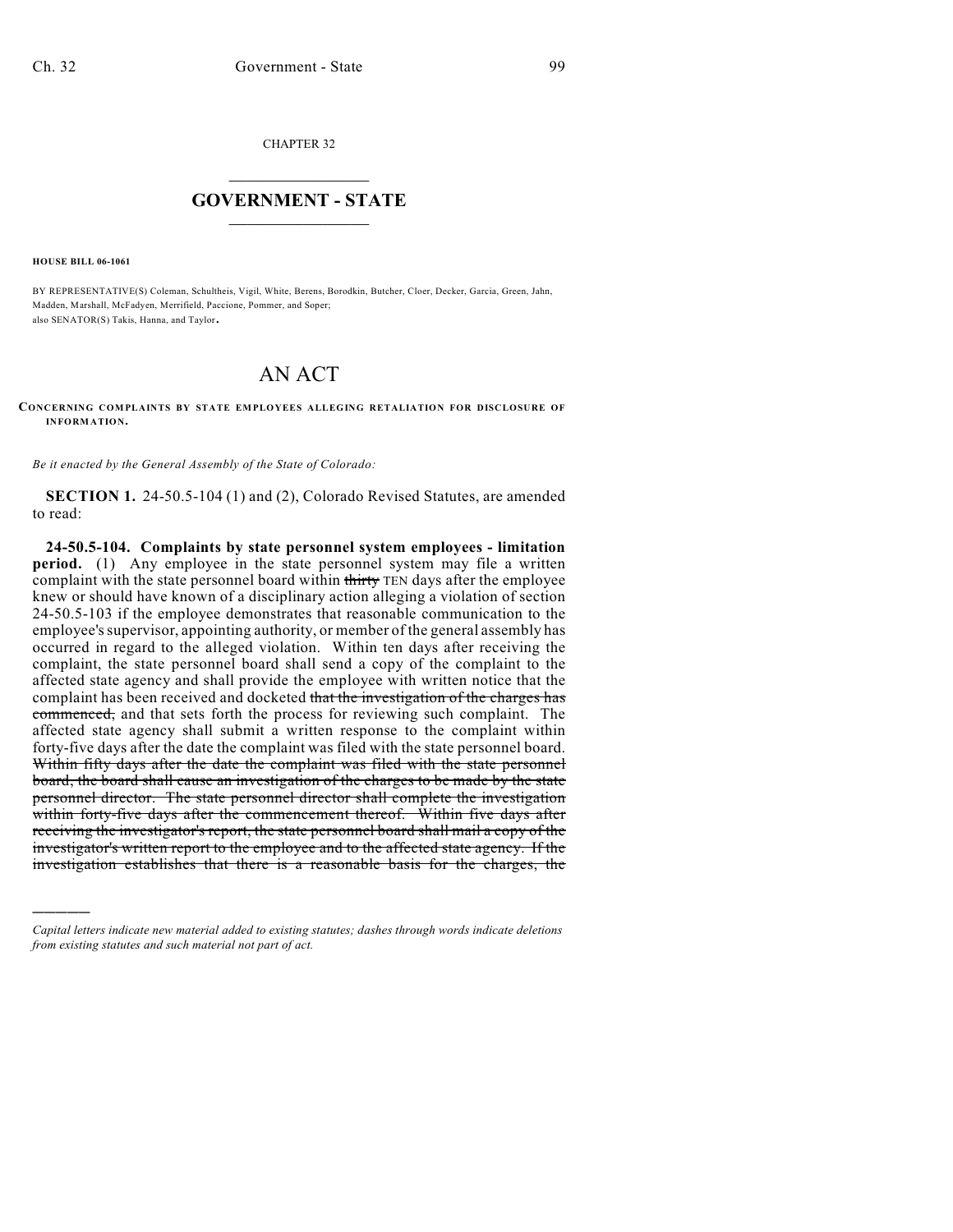CHAPTER 32

# GOVERNMENT - STATE

**HOUSE BILL 06-1061**

BY REPRESENTATIVE(S) Coleman, Schultheis, Vigil, White, Berens, Borodkin, Butcher, Cloer, Decker, Garcia, Green, Jahn, Madden, Marshall, McFadyen, Merrifield, Paccione, Pommer, and Soper;
also SENATOR(S) Takis, Hanna, and Taylor.

# AN ACT

**CONCERNING COMPLAINTS BY STATE EMPLOYEES ALLEGING RETALIATION FOR DISCLOSURE OF INFORMATION.**

*Be it enacted by the General Assembly of the State of Colorado:*

**SECTION 1.** 24-50.5-104 (1) and (2), Colorado Revised Statutes, are amended to read:

**24-50.5-104. Complaints by state personnel system employees - limitation period.** (1) Any employee in the state personnel system may file a written complaint with the state personnel board within ~~thirty~~ TEN days after the employee knew or should have known of a disciplinary action alleging a violation of section 24-50.5-103 if the employee demonstrates that reasonable communication to the employee's supervisor, appointing authority, or member of the general assembly has occurred in regard to the alleged violation. Within ten days after receiving the complaint, the state personnel board shall send a copy of the complaint to the affected state agency and shall provide the employee with written notice that the complaint has been received and docketed ~~that the investigation of the charges has commenced,~~ and that sets forth the process for reviewing such complaint. The affected state agency shall submit a written response to the complaint within forty-five days after the date the complaint was filed with the state personnel board. ~~Within fifty days after the date the complaint was filed with the state personnel board, the board shall cause an investigation of the charges to be made by the state personnel director. The state personnel director shall complete the investigation within forty-five days after the commencement thereof. Within five days after receiving the investigator's report, the state personnel board shall mail a copy of the investigator's written report to the employee and to the affected state agency. If the investigation establishes that there is a reasonable basis for the charges, the~~

---

*Capital letters indicate new material added to existing statutes; dashes through words indicate deletions from existing statutes and such material not part of act.*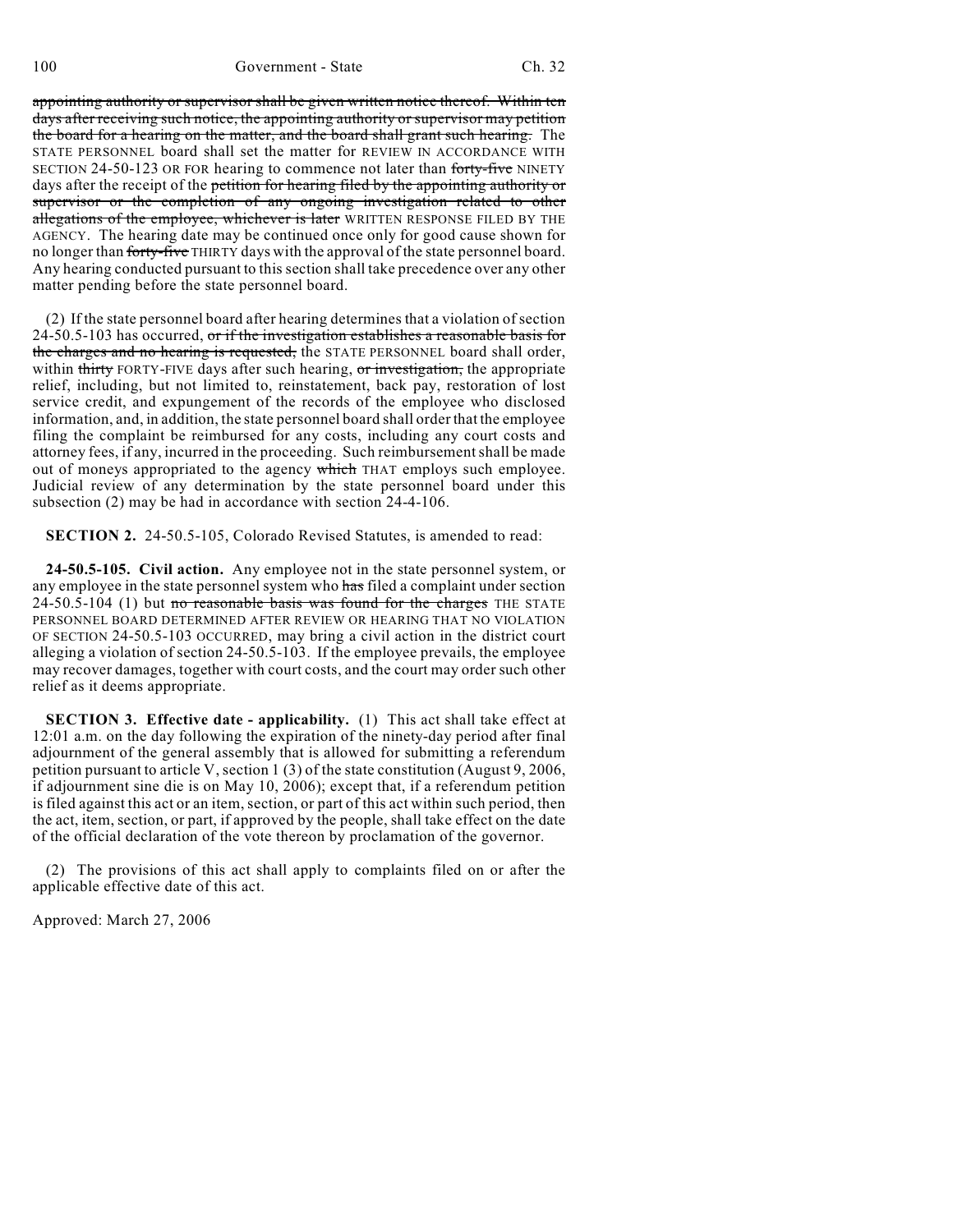~~appointing authority or supervisor shall be given written notice thereof. Within ten days after receiving such notice, the appointing authority or supervisor may petition the board for a hearing on the matter, and the board shall grant such hearing.~~ The STATE PERSONNEL board shall set the matter for REVIEW IN ACCORDANCE WITH SECTION 24-50-123 OR FOR hearing to commence not later than ~~forty-five~~ NINETY days after the receipt of the ~~petition for hearing filed by the appointing authority or supervisor or the completion of any ongoing investigation related to other allegations of the employee, whichever is later~~ WRITTEN RESPONSE FILED BY THE AGENCY. The hearing date may be continued once only for good cause shown for no longer than ~~forty-five~~ THIRTY days with the approval of the state personnel board. Any hearing conducted pursuant to this section shall take precedence over any other matter pending before the state personnel board.

(2) If the state personnel board after hearing determines that a violation of section 24-50.5-103 has occurred, ~~or if the investigation establishes a reasonable basis for the charges and no hearing is requested,~~ the STATE PERSONNEL board shall order, within ~~thirty~~ FORTY-FIVE days after such hearing, ~~or investigation,~~ the appropriate relief, including, but not limited to, reinstatement, back pay, restoration of lost service credit, and expungement of the records of the employee who disclosed information, and, in addition, the state personnel board shall order that the employee filing the complaint be reimbursed for any costs, including any court costs and attorney fees, if any, incurred in the proceeding. Such reimbursement shall be made out of moneys appropriated to the agency ~~which~~ THAT employs such employee. Judicial review of any determination by the state personnel board under this subsection (2) may be had in accordance with section 24-4-106.

**SECTION 2.** 24-50.5-105, Colorado Revised Statutes, is amended to read:

**24-50.5-105. Civil action.** Any employee not in the state personnel system, or any employee in the state personnel system who ~~has~~ filed a complaint under section 24-50.5-104 (1) but ~~no reasonable basis was found for the charges~~ THE STATE PERSONNEL BOARD DETERMINED AFTER REVIEW OR HEARING THAT NO VIOLATION OF SECTION 24-50.5-103 OCCURRED, may bring a civil action in the district court alleging a violation of section 24-50.5-103. If the employee prevails, the employee may recover damages, together with court costs, and the court may order such other relief as it deems appropriate.

**SECTION 3. Effective date - applicability.** (1) This act shall take effect at 12:01 a.m. on the day following the expiration of the ninety-day period after final adjournment of the general assembly that is allowed for submitting a referendum petition pursuant to article V, section 1 (3) of the state constitution (August 9, 2006, if adjournment sine die is on May 10, 2006); except that, if a referendum petition is filed against this act or an item, section, or part of this act within such period, then the act, item, section, or part, if approved by the people, shall take effect on the date of the official declaration of the vote thereon by proclamation of the governor.

(2) The provisions of this act shall apply to complaints filed on or after the applicable effective date of this act.

Approved: March 27, 2006